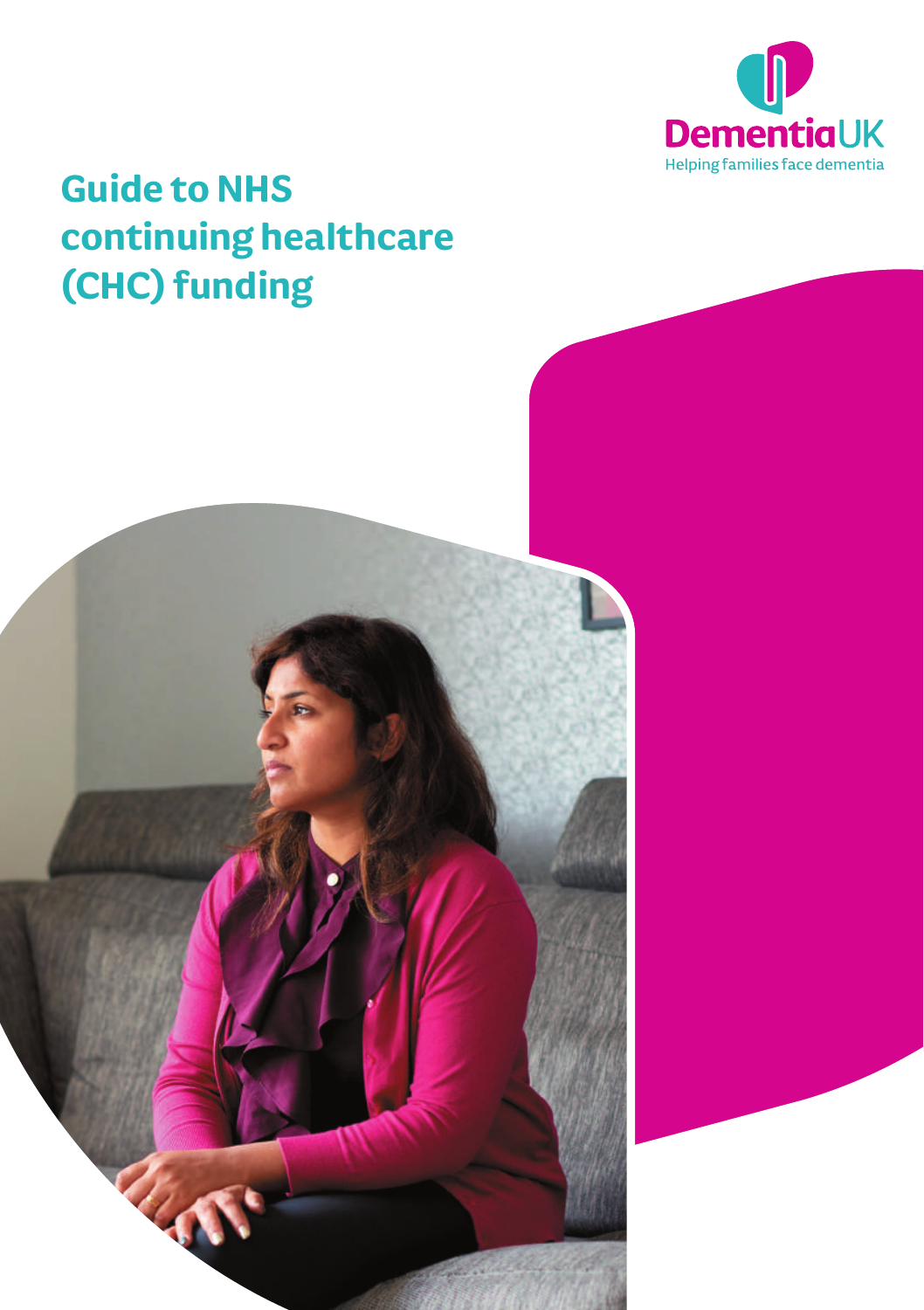Dementia UK

Helping families face dementia

# Guide to NHS continuing healthcare (CHC) funding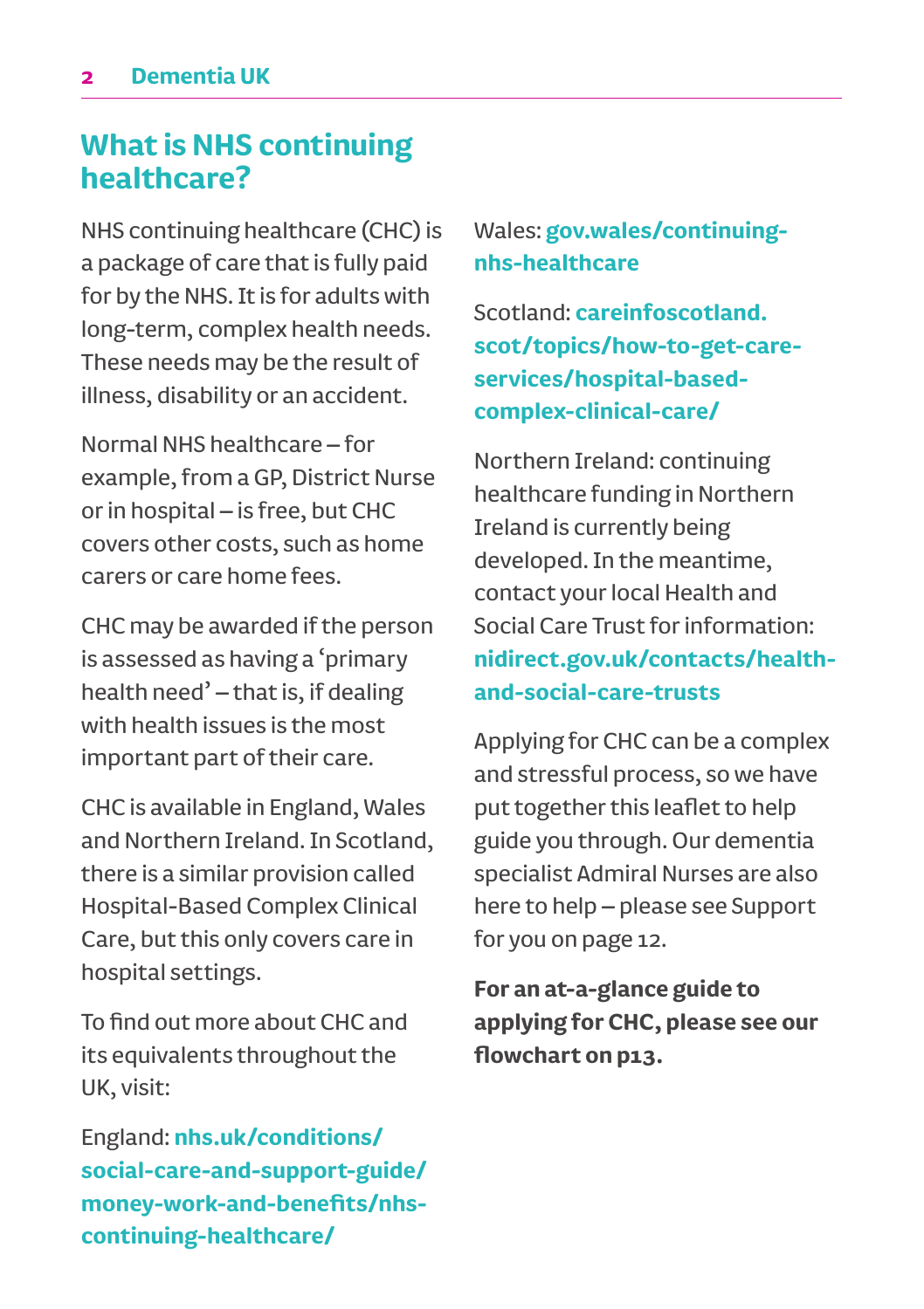## What is NHS continuing healthcare?

NHS continuing healthcare (CHC) is a package of care that is fully paid for by the NHS. It is for adults with long-term, complex health needs. These needs may be the result of illness, disability or an accident.

Normal NHS healthcare – for example, from a GP, District Nurse or in hospital – is free, but CHC covers other costs, such as home carers or care home fees.

CHC may be awarded if the person is assessed as having a 'primary health need' – that is, if dealing with health issues is the most important part of their care.

CHC is available in England, Wales and Northern Ireland. In Scotland, there is a similar provision called Hospital-Based Complex Clinical Care, but this only covers care in hospital settings.

To find out more about CHC and its equivalents throughout the UK, visit:

England: **nhs.uk/conditions/social-care-and-support-guide/money-work-and-benefits/nhs-continuing-healthcare/**

Wales: **gov.wales/continuing-nhs-healthcare**

Scotland: **careinfoscotland.scot/topics/how-to-get-care-services/hospital-based-complex-clinical-care/**

Northern Ireland: continuing healthcare funding in Northern Ireland is currently being developed. In the meantime, contact your local Health and Social Care Trust for information: **nidirect.gov.uk/contacts/health-and-social-care-trusts**

Applying for CHC can be a complex and stressful process, so we have put together this leaflet to help guide you through. Our dementia specialist Admiral Nurses are also here to help – please see Support for you on page 12.

**For an at-a-glance guide to applying for CHC, please see our flowchart on p13.**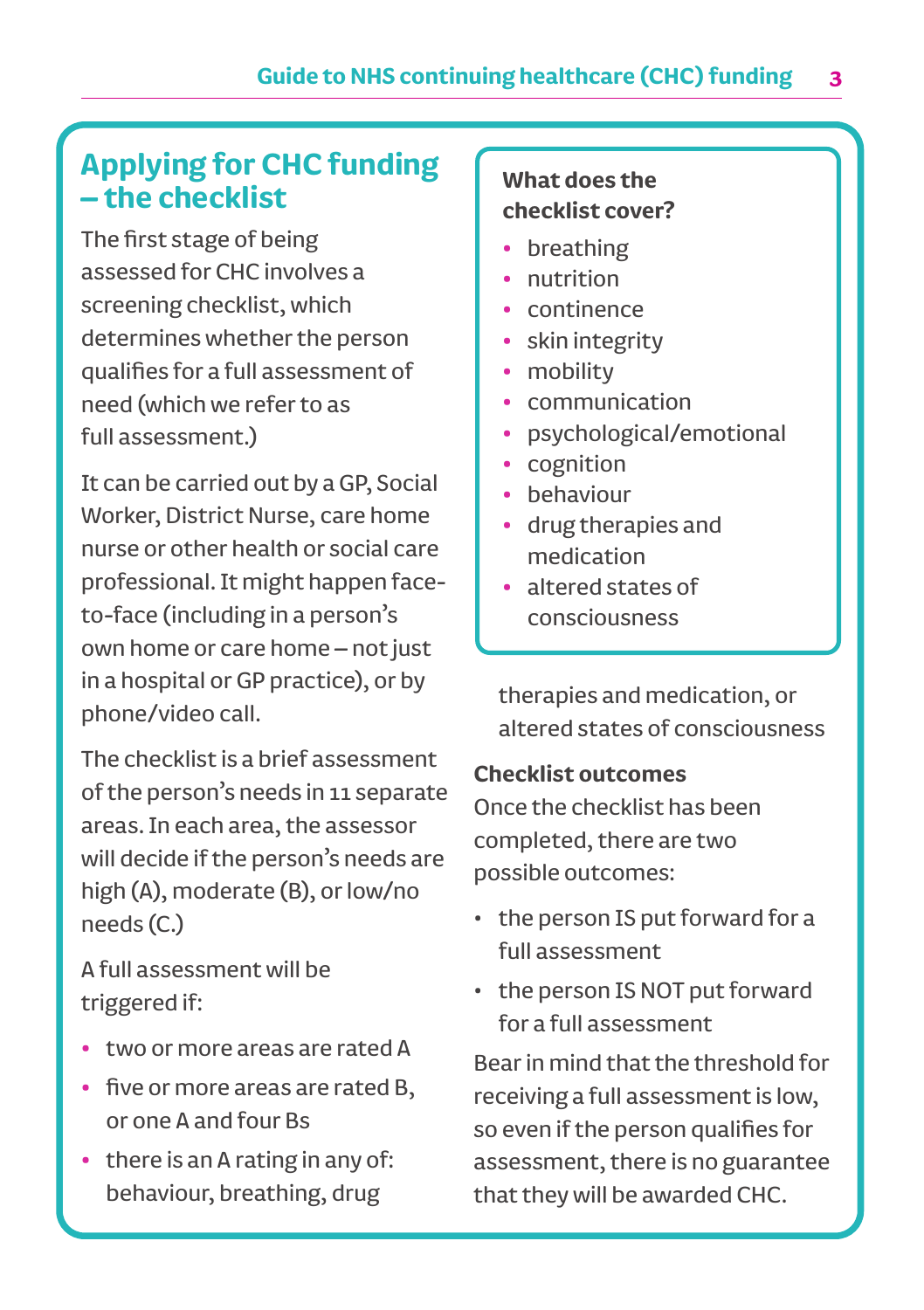## Applying for CHC funding – the checklist

The first stage of being assessed for CHC involves a screening checklist, which determines whether the person qualifies for a full assessment of need (which we refer to as full assessment.)

It can be carried out by a GP, Social Worker, District Nurse, care home nurse or other health or social care professional. It might happen face-to-face (including in a person's own home or care home – not just in a hospital or GP practice), or by phone/video call.

The checklist is a brief assessment of the person's needs in 11 separate areas. In each area, the assessor will decide if the person's needs are high (A), moderate (B), or low/no needs (C.)

A full assessment will be triggered if:

- two or more areas are rated A
- five or more areas are rated B, or one A and four Bs
- there is an A rating in any of: behaviour, breathing, drug therapies and medication, or altered states of consciousness

**What does the checklist cover?**

- breathing
- nutrition
- continence
- skin integrity
- mobility
- communication
- psychological/emotional
- cognition
- behaviour
- drug therapies and medication
- altered states of consciousness

**Checklist outcomes**

Once the checklist has been completed, there are two possible outcomes:

- the person IS put forward for a full assessment
- the person IS NOT put forward for a full assessment

Bear in mind that the threshold for receiving a full assessment is low, so even if the person qualifies for assessment, there is no guarantee that they will be awarded CHC.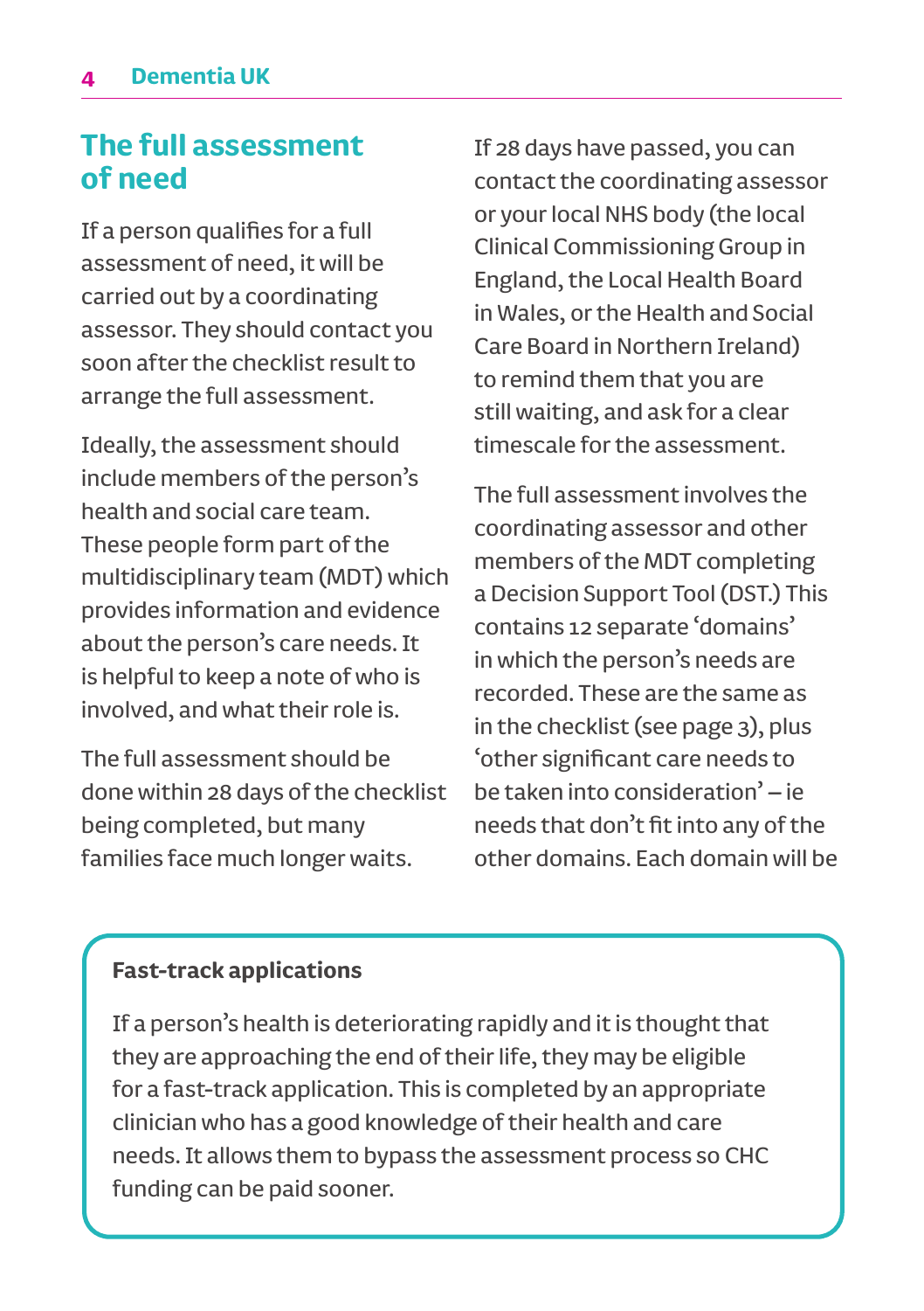## The full assessment of need

If a person qualifies for a full assessment of need, it will be carried out by a coordinating assessor. They should contact you soon after the checklist result to arrange the full assessment.

Ideally, the assessment should include members of the person's health and social care team. These people form part of the multidisciplinary team (MDT) which provides information and evidence about the person's care needs. It is helpful to keep a note of who is involved, and what their role is.

The full assessment should be done within 28 days of the checklist being completed, but many families face much longer waits.

If 28 days have passed, you can contact the coordinating assessor or your local NHS body (the local Clinical Commissioning Group in England, the Local Health Board in Wales, or the Health and Social Care Board in Northern Ireland) to remind them that you are still waiting, and ask for a clear timescale for the assessment.

The full assessment involves the coordinating assessor and other members of the MDT completing a Decision Support Tool (DST.) This contains 12 separate 'domains' in which the person's needs are recorded. These are the same as in the checklist (see page 3), plus 'other significant care needs to be taken into consideration' – ie needs that don't fit into any of the other domains. Each domain will be

**Fast-track applications**

If a person's health is deteriorating rapidly and it is thought that they are approaching the end of their life, they may be eligible for a fast-track application. This is completed by an appropriate clinician who has a good knowledge of their health and care needs. It allows them to bypass the assessment process so CHC funding can be paid sooner.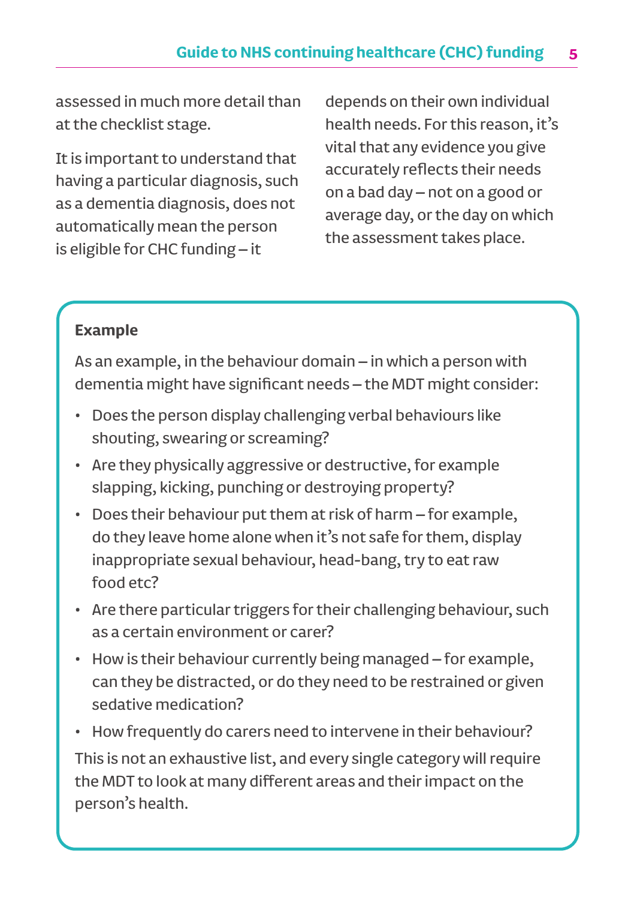assessed in much more detail than at the checklist stage.

It is important to understand that having a particular diagnosis, such as a dementia diagnosis, does not automatically mean the person is eligible for CHC funding – it depends on their own individual health needs. For this reason, it's vital that any evidence you give accurately reflects their needs on a bad day – not on a good or average day, or the day on which the assessment takes place.

**Example**

As an example, in the behaviour domain – in which a person with dementia might have significant needs – the MDT might consider:

- Does the person display challenging verbal behaviours like shouting, swearing or screaming?
- Are they physically aggressive or destructive, for example slapping, kicking, punching or destroying property?
- Does their behaviour put them at risk of harm – for example, do they leave home alone when it's not safe for them, display inappropriate sexual behaviour, head-bang, try to eat raw food etc?
- Are there particular triggers for their challenging behaviour, such as a certain environment or carer?
- How is their behaviour currently being managed – for example, can they be distracted, or do they need to be restrained or given sedative medication?
- How frequently do carers need to intervene in their behaviour?

This is not an exhaustive list, and every single category will require the MDT to look at many different areas and their impact on the person's health.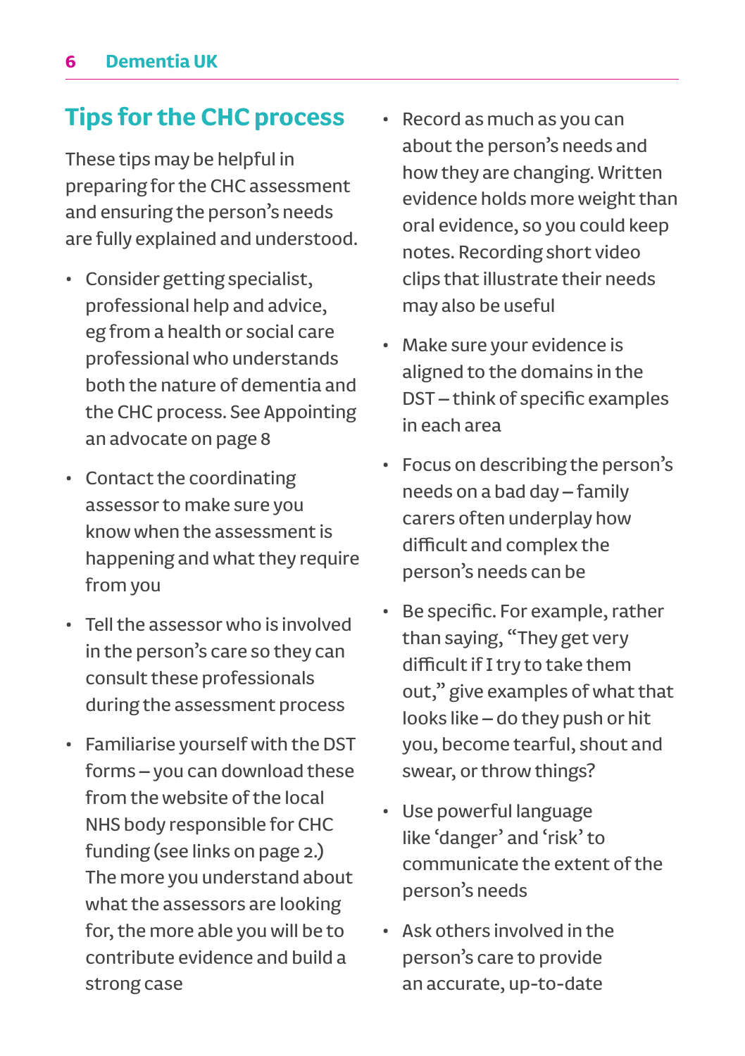## Tips for the CHC process

These tips may be helpful in preparing for the CHC assessment and ensuring the person's needs are fully explained and understood.

- Consider getting specialist, professional help and advice, eg from a health or social care professional who understands both the nature of dementia and the CHC process. See Appointing an advocate on page 8
- Contact the coordinating assessor to make sure you know when the assessment is happening and what they require from you
- Tell the assessor who is involved in the person's care so they can consult these professionals during the assessment process
- Familiarise yourself with the DST forms – you can download these from the website of the local NHS body responsible for CHC funding (see links on page 2.) The more you understand about what the assessors are looking for, the more able you will be to contribute evidence and build a strong case
- Record as much as you can about the person's needs and how they are changing. Written evidence holds more weight than oral evidence, so you could keep notes. Recording short video clips that illustrate their needs may also be useful
- Make sure your evidence is aligned to the domains in the DST – think of specific examples in each area
- Focus on describing the person's needs on a bad day – family carers often underplay how difficult and complex the person's needs can be
- Be specific. For example, rather than saying, "They get very difficult if I try to take them out," give examples of what that looks like – do they push or hit you, become tearful, shout and swear, or throw things?
- Use powerful language like 'danger' and 'risk' to communicate the extent of the person's needs
- Ask others involved in the person's care to provide an accurate, up-to-date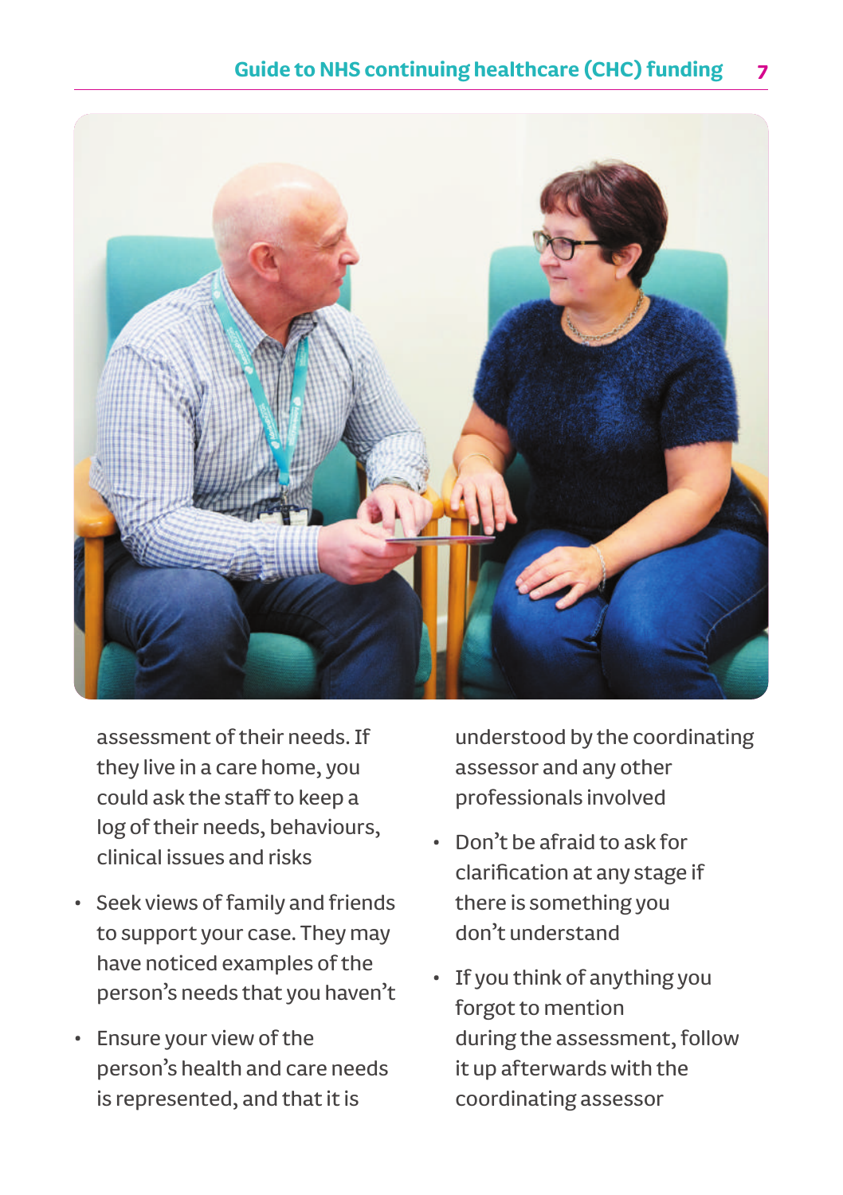assessment of their needs. If they live in a care home, you could ask the staff to keep a log of their needs, behaviours, clinical issues and risks

- Seek views of family and friends to support your case. They may have noticed examples of the person's needs that you haven't
- Ensure your view of the person's health and care needs is represented, and that it is understood by the coordinating assessor and any other professionals involved
- Don't be afraid to ask for clarification at any stage if there is something you don't understand
- If you think of anything you forgot to mention during the assessment, follow it up afterwards with the coordinating assessor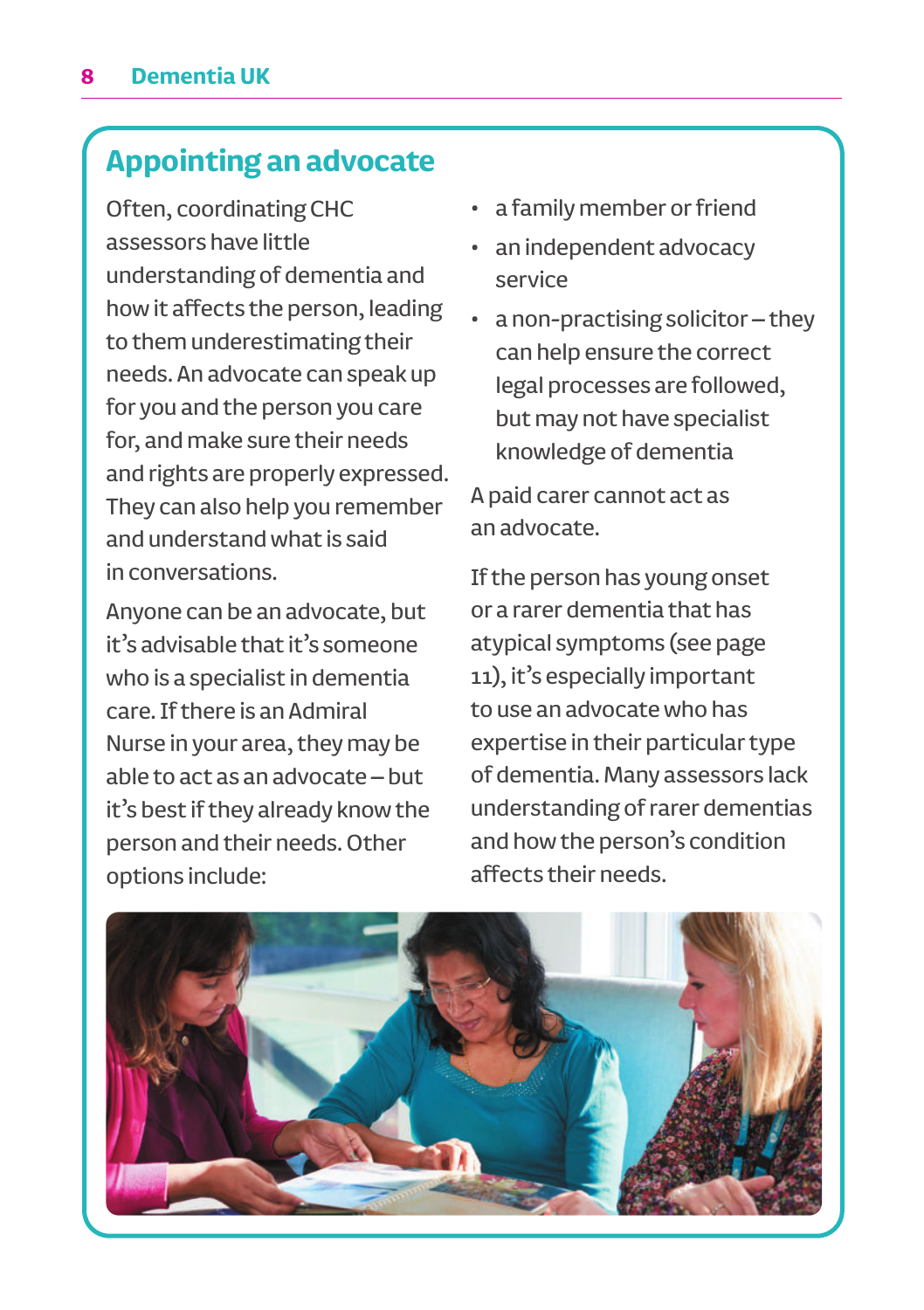## Appointing an advocate

Often, coordinating CHC assessors have little understanding of dementia and how it affects the person, leading to them underestimating their needs. An advocate can speak up for you and the person you care for, and make sure their needs and rights are properly expressed. They can also help you remember and understand what is said in conversations.

Anyone can be an advocate, but it's advisable that it's someone who is a specialist in dementia care. If there is an Admiral Nurse in your area, they may be able to act as an advocate – but it's best if they already know the person and their needs. Other options include:

- a family member or friend
- an independent advocacy service
- a non-practising solicitor – they can help ensure the correct legal processes are followed, but may not have specialist knowledge of dementia

A paid carer cannot act as an advocate.

If the person has young onset or a rarer dementia that has atypical symptoms (see page 11), it's especially important to use an advocate who has expertise in their particular type of dementia. Many assessors lack understanding of rarer dementias and how the person's condition affects their needs.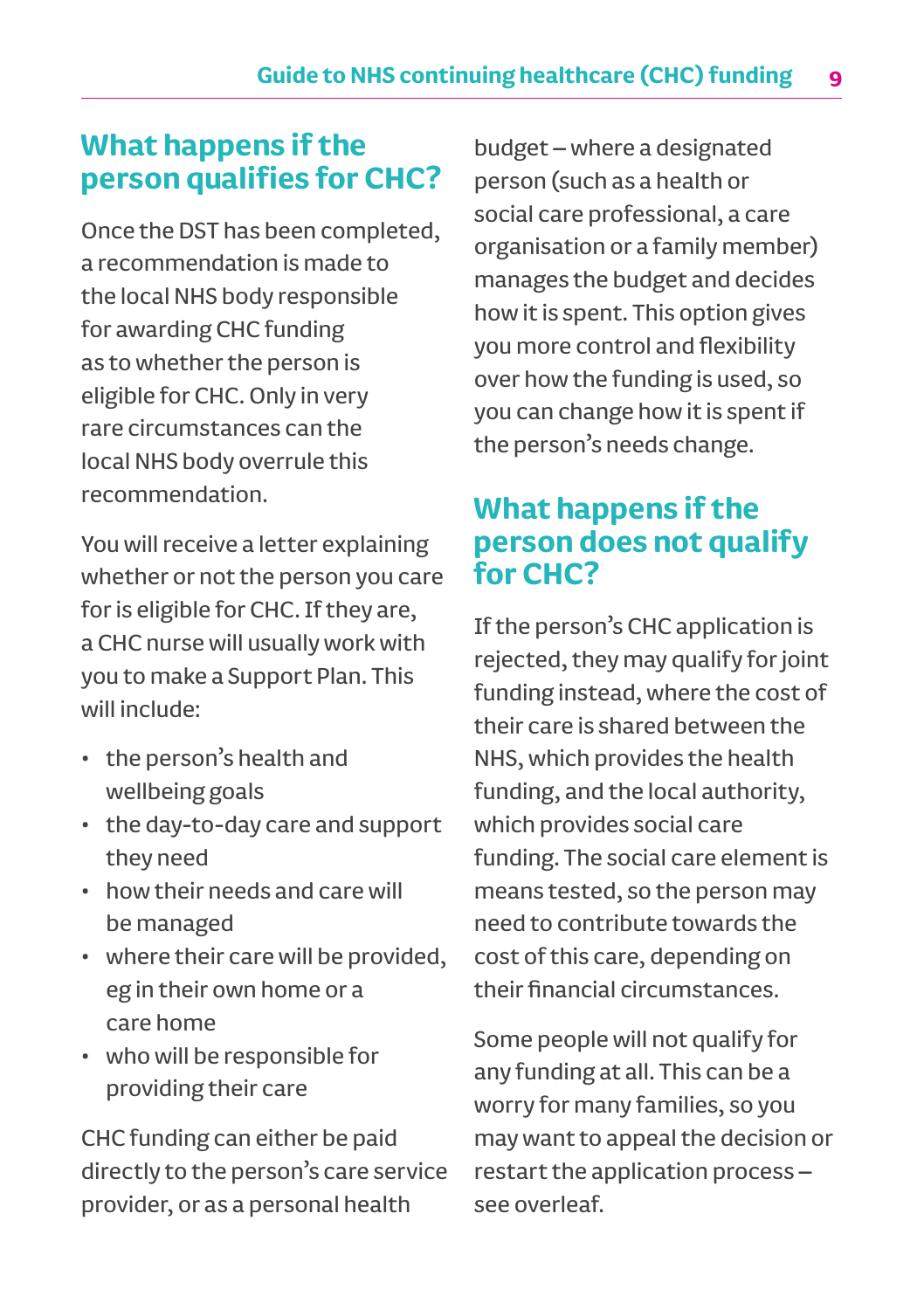## What happens if the person qualifies for CHC?

Once the DST has been completed, a recommendation is made to the local NHS body responsible for awarding CHC funding as to whether the person is eligible for CHC. Only in very rare circumstances can the local NHS body overrule this recommendation.

You will receive a letter explaining whether or not the person you care for is eligible for CHC. If they are, a CHC nurse will usually work with you to make a Support Plan. This will include:

- the person's health and wellbeing goals
- the day-to-day care and support they need
- how their needs and care will be managed
- where their care will be provided, eg in their own home or a care home
- who will be responsible for providing their care

CHC funding can either be paid directly to the person's care service provider, or as a personal health budget – where a designated person (such as a health or social care professional, a care organisation or a family member) manages the budget and decides how it is spent. This option gives you more control and flexibility over how the funding is used, so you can change how it is spent if the person's needs change.

## What happens if the person does not qualify for CHC?

If the person's CHC application is rejected, they may qualify for joint funding instead, where the cost of their care is shared between the NHS, which provides the health funding, and the local authority, which provides social care funding. The social care element is means tested, so the person may need to contribute towards the cost of this care, depending on their financial circumstances.

Some people will not qualify for any funding at all. This can be a worry for many families, so you may want to appeal the decision or restart the application process – see overleaf.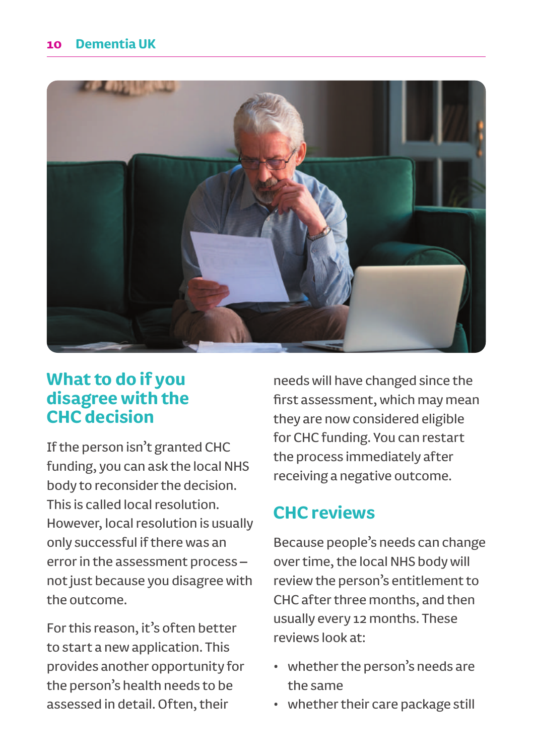## What to do if you disagree with the CHC decision

If the person isn't granted CHC funding, you can ask the local NHS body to reconsider the decision. This is called local resolution. However, local resolution is usually only successful if there was an error in the assessment process – not just because you disagree with the outcome.

For this reason, it's often better to start a new application. This provides another opportunity for the person's health needs to be assessed in detail. Often, their needs will have changed since the first assessment, which may mean they are now considered eligible for CHC funding. You can restart the process immediately after receiving a negative outcome.

## CHC reviews

Because people's needs can change over time, the local NHS body will review the person's entitlement to CHC after three months, and then usually every 12 months. These reviews look at:

- whether the person's needs are the same
- whether their care package still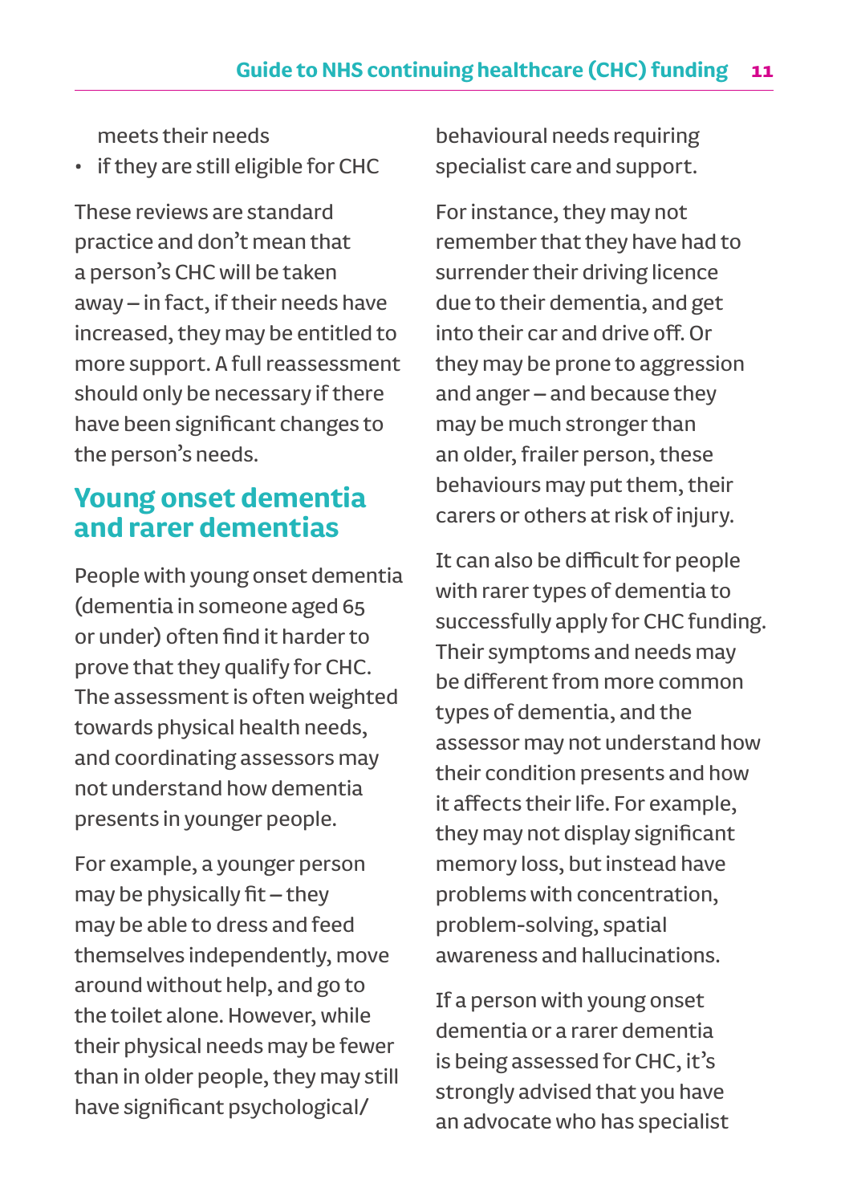meets their needs
- if they are still eligible for CHC

These reviews are standard practice and don't mean that a person's CHC will be taken away – in fact, if their needs have increased, they may be entitled to more support. A full reassessment should only be necessary if there have been significant changes to the person's needs.

## Young onset dementia and rarer dementias

People with young onset dementia (dementia in someone aged 65 or under) often find it harder to prove that they qualify for CHC. The assessment is often weighted towards physical health needs, and coordinating assessors may not understand how dementia presents in younger people.

For example, a younger person may be physically fit – they may be able to dress and feed themselves independently, move around without help, and go to the toilet alone. However, while their physical needs may be fewer than in older people, they may still have significant psychological/behavioural needs requiring specialist care and support.

For instance, they may not remember that they have had to surrender their driving licence due to their dementia, and get into their car and drive off. Or they may be prone to aggression and anger – and because they may be much stronger than an older, frailer person, these behaviours may put them, their carers or others at risk of injury.

It can also be difficult for people with rarer types of dementia to successfully apply for CHC funding. Their symptoms and needs may be different from more common types of dementia, and the assessor may not understand how their condition presents and how it affects their life. For example, they may not display significant memory loss, but instead have problems with concentration, problem-solving, spatial awareness and hallucinations.

If a person with young onset dementia or a rarer dementia is being assessed for CHC, it's strongly advised that you have an advocate who has specialist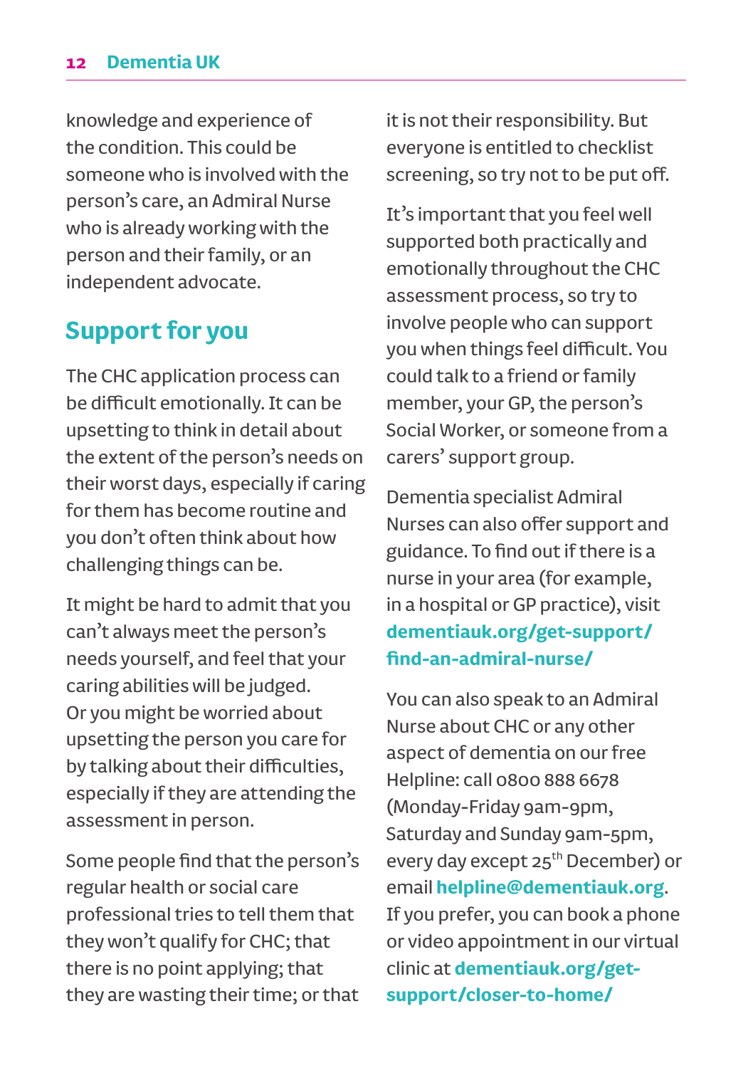knowledge and experience of the condition. This could be someone who is involved with the person's care, an Admiral Nurse who is already working with the person and their family, or an independent advocate.

## Support for you

The CHC application process can be difficult emotionally. It can be upsetting to think in detail about the extent of the person's needs on their worst days, especially if caring for them has become routine and you don't often think about how challenging things can be.

It might be hard to admit that you can't always meet the person's needs yourself, and feel that your caring abilities will be judged. Or you might be worried about upsetting the person you care for by talking about their difficulties, especially if they are attending the assessment in person.

Some people find that the person's regular health or social care professional tries to tell them that they won't qualify for CHC; that there is no point applying; that they are wasting their time; or that it is not their responsibility. But everyone is entitled to checklist screening, so try not to be put off.

It's important that you feel well supported both practically and emotionally throughout the CHC assessment process, so try to involve people who can support you when things feel difficult. You could talk to a friend or family member, your GP, the person's Social Worker, or someone from a carers' support group.

Dementia specialist Admiral Nurses can also offer support and guidance. To find out if there is a nurse in your area (for example, in a hospital or GP practice), visit **dementiauk.org/get-support/find-an-admiral-nurse/**

You can also speak to an Admiral Nurse about CHC or any other aspect of dementia on our free Helpline: call 0800 888 6678 (Monday-Friday 9am-9pm, Saturday and Sunday 9am-5pm, every day except 25th December) or email **helpline@dementiauk.org**. If you prefer, you can book a phone or video appointment in our virtual clinic at **dementiauk.org/get-support/closer-to-home/**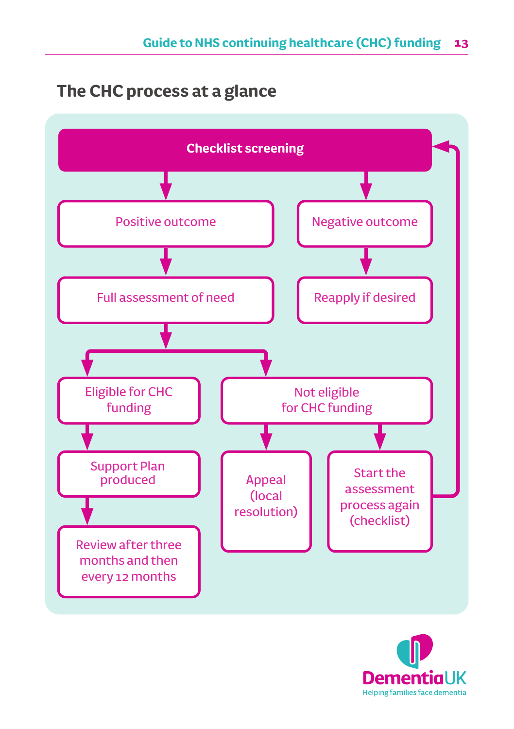## The CHC process at a glance

**Checklist screening**

- Positive outcome
  - Full assessment of need
    - Eligible for CHC funding
      - Support Plan produced
        - Review after three months and then every 12 months
    - Not eligible for CHC funding
      - Appeal (local resolution)
      - Start the assessment process again (checklist) → returns to Checklist screening
- Negative outcome
  - Reapply if desired

Dementia UK
Helping families face dementia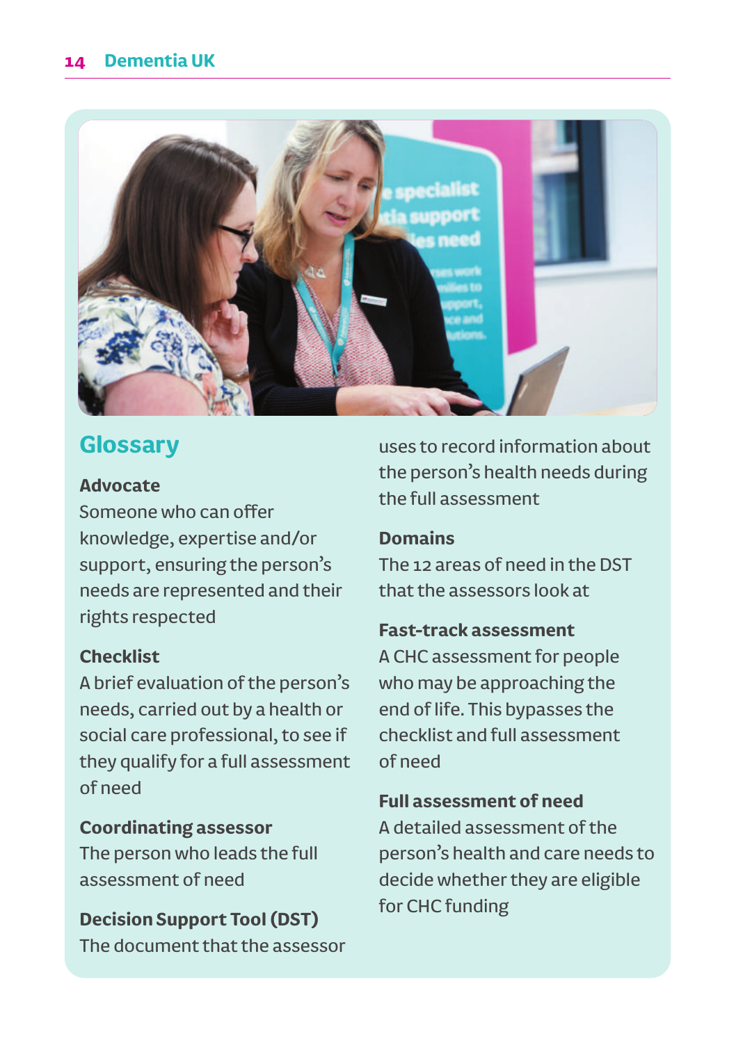## Glossary

**Advocate**
Someone who can offer knowledge, expertise and/or support, ensuring the person's needs are represented and their rights respected

**Checklist**
A brief evaluation of the person's needs, carried out by a health or social care professional, to see if they qualify for a full assessment of need

**Coordinating assessor**
The person who leads the full assessment of need

**Decision Support Tool (DST)**
The document that the assessor uses to record information about the person's health needs during the full assessment

**Domains**
The 12 areas of need in the DST that the assessors look at

**Fast-track assessment**
A CHC assessment for people who may be approaching the end of life. This bypasses the checklist and full assessment of need

**Full assessment of need**
A detailed assessment of the person's health and care needs to decide whether they are eligible for CHC funding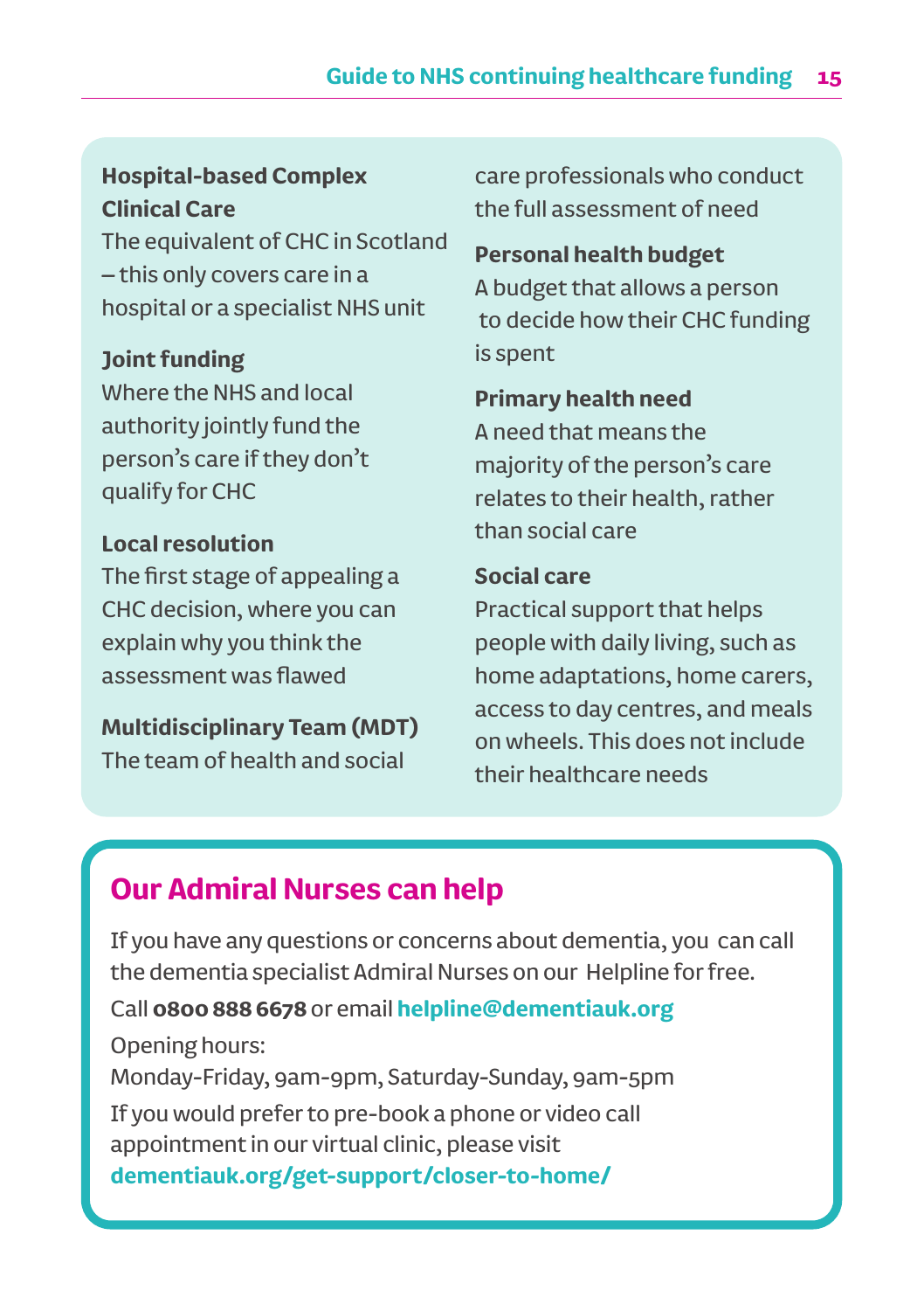**Hospital-based Complex Clinical Care**
The equivalent of CHC in Scotland – this only covers care in a hospital or a specialist NHS unit

**Joint funding**
Where the NHS and local authority jointly fund the person's care if they don't qualify for CHC

**Local resolution**
The first stage of appealing a CHC decision, where you can explain why you think the assessment was flawed

**Multidisciplinary Team (MDT)**
The team of health and social care professionals who conduct the full assessment of need

**Personal health budget**
A budget that allows a person to decide how their CHC funding is spent

**Primary health need**
A need that means the majority of the person's care relates to their health, rather than social care

**Social care**
Practical support that helps people with daily living, such as home adaptations, home carers, access to day centres, and meals on wheels. This does not include their healthcare needs

## Our Admiral Nurses can help

If you have any questions or concerns about dementia, you can call the dementia specialist Admiral Nurses on our Helpline for free.

Call **0800 888 6678** or email **helpline@dementiauk.org**

Opening hours:
Monday-Friday, 9am-9pm, Saturday-Sunday, 9am-5pm

If you would prefer to pre-book a phone or video call appointment in our virtual clinic, please visit **dementiauk.org/get-support/closer-to-home/**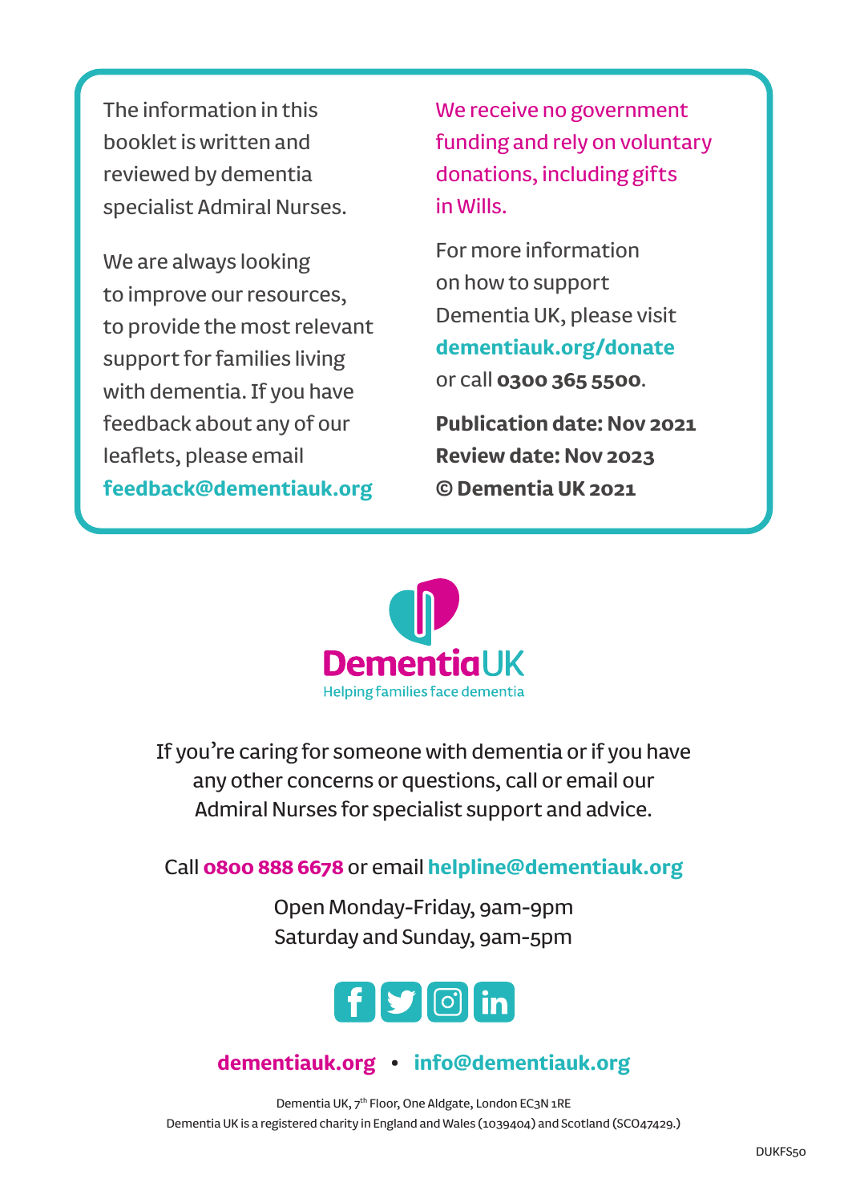The information in this booklet is written and reviewed by dementia specialist Admiral Nurses.

We are always looking to improve our resources, to provide the most relevant support for families living with dementia. If you have feedback about any of our leaflets, please email **feedback@dementiauk.org**

We receive no government funding and rely on voluntary donations, including gifts in Wills.

For more information on how to support Dementia UK, please visit **dementiauk.org/donate** or call **0300 365 5500**.

**Publication date: Nov 2021**
**Review date: Nov 2023**
**© Dementia UK 2021**

**Dementia UK**
Helping families face dementia

If you're caring for someone with dementia or if you have any other concerns or questions, call or email our Admiral Nurses for specialist support and advice.

Call **0800 888 6678** or email **helpline@dementiauk.org**

Open Monday-Friday, 9am-9pm
Saturday and Sunday, 9am-5pm

**dementiauk.org** • **info@dementiauk.org**

Dementia UK, 7th Floor, One Aldgate, London EC3N 1RE
Dementia UK is a registered charity in England and Wales (1039404) and Scotland (SC047429.)

DUKFS50